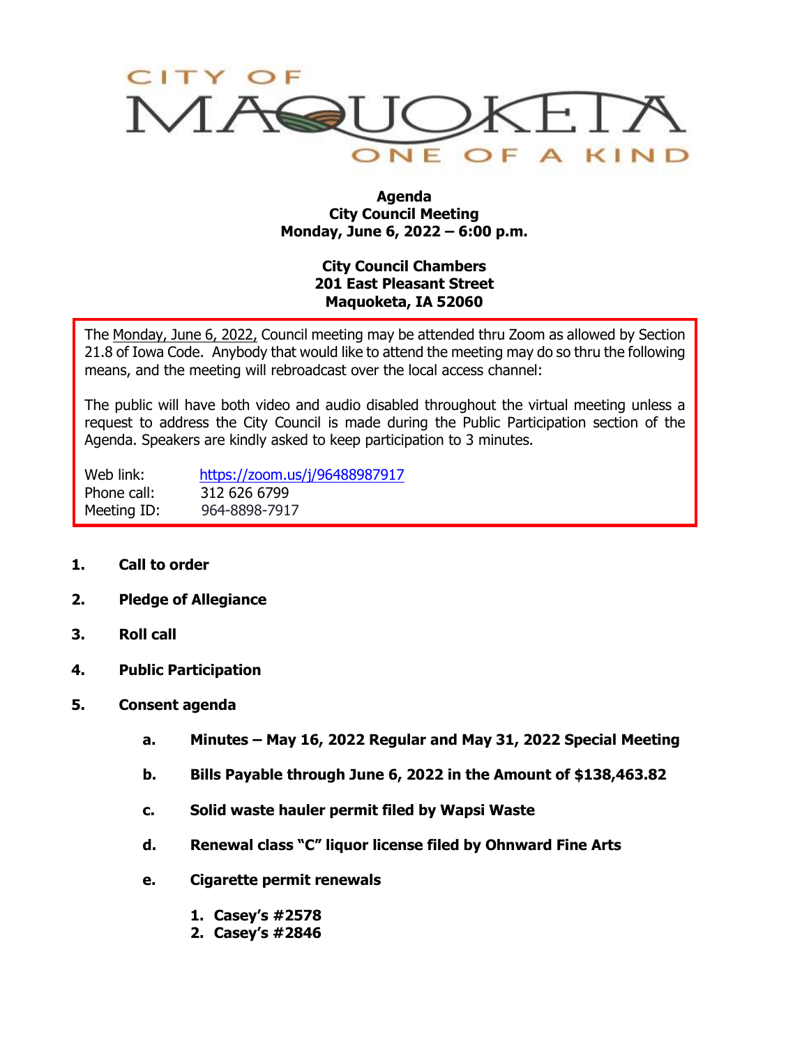# CITY OF MAQUOKETA

ONE OF A KIND

**Agenda**
**City Council Meeting**
**Monday, June 6, 2022 – 6:00 p.m.**

**City Council Chambers**
**201 East Pleasant Street**
**Maquoketa, IA 52060**

The Monday, June 6, 2022, Council meeting may be attended thru Zoom as allowed by Section 21.8 of Iowa Code. Anybody that would like to attend the meeting may do so thru the following means, and the meeting will rebroadcast over the local access channel:

The public will have both video and audio disabled throughout the virtual meeting unless a request to address the City Council is made during the Public Participation section of the Agenda. Speakers are kindly asked to keep participation to 3 minutes.

Web link: https://zoom.us/j/96488987917
Phone call: 312 626 6799
Meeting ID: 964-8898-7917

1. **Call to order**
2. **Pledge of Allegiance**
3. **Roll call**
4. **Public Participation**
5. **Consent agenda**
   a. **Minutes – May 16, 2022 Regular and May 31, 2022 Special Meeting**
   b. **Bills Payable through June 6, 2022 in the Amount of $138,463.82**
   c. **Solid waste hauler permit filed by Wapsi Waste**
   d. **Renewal class "C" liquor license filed by Ohnward Fine Arts**
   e. **Cigarette permit renewals**
      1. **Casey's #2578**
      2. **Casey's #2846**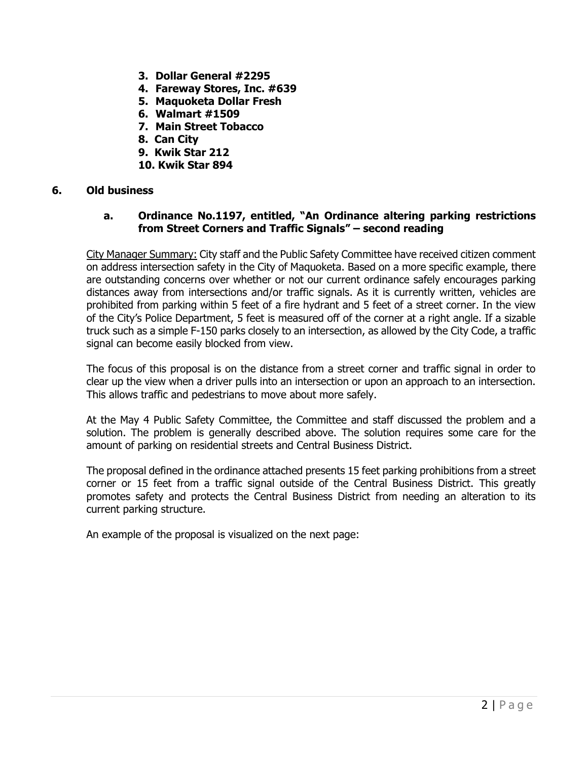3. **Dollar General #2295**
4. **Fareway Stores, Inc. #639**
5. **Maquoketa Dollar Fresh**
6. **Walmart #1509**
7. **Main Street Tobacco**
8. **Can City**
9. **Kwik Star 212**
10. **Kwik Star 894**

## 6. Old business

### a. Ordinance No.1197, entitled, "An Ordinance altering parking restrictions from Street Corners and Traffic Signals" – second reading

City Manager Summary: City staff and the Public Safety Committee have received citizen comment on address intersection safety in the City of Maquoketa. Based on a more specific example, there are outstanding concerns over whether or not our current ordinance safely encourages parking distances away from intersections and/or traffic signals. As it is currently written, vehicles are prohibited from parking within 5 feet of a fire hydrant and 5 feet of a street corner. In the view of the City's Police Department, 5 feet is measured off of the corner at a right angle. If a sizable truck such as a simple F-150 parks closely to an intersection, as allowed by the City Code, a traffic signal can become easily blocked from view.

The focus of this proposal is on the distance from a street corner and traffic signal in order to clear up the view when a driver pulls into an intersection or upon an approach to an intersection. This allows traffic and pedestrians to move about more safely.

At the May 4 Public Safety Committee, the Committee and staff discussed the problem and a solution. The problem is generally described above. The solution requires some care for the amount of parking on residential streets and Central Business District.

The proposal defined in the ordinance attached presents 15 feet parking prohibitions from a street corner or 15 feet from a traffic signal outside of the Central Business District. This greatly promotes safety and protects the Central Business District from needing an alteration to its current parking structure.

An example of the proposal is visualized on the next page: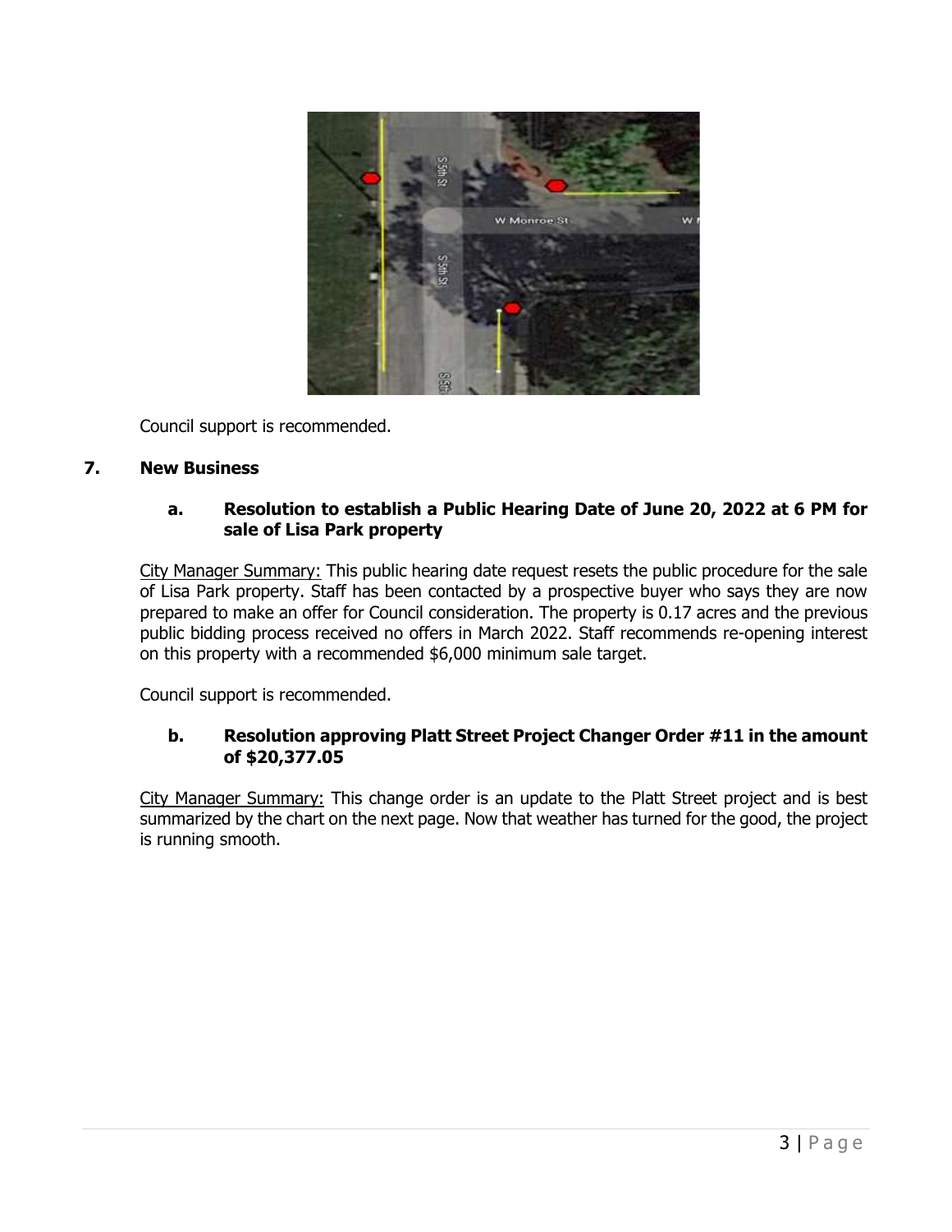Council support is recommended.

## 7. New Business

### a. Resolution to establish a Public Hearing Date of June 20, 2022 at 6 PM for sale of Lisa Park property

City Manager Summary: This public hearing date request resets the public procedure for the sale of Lisa Park property. Staff has been contacted by a prospective buyer who says they are now prepared to make an offer for Council consideration. The property is 0.17 acres and the previous public bidding process received no offers in March 2022. Staff recommends re-opening interest on this property with a recommended $6,000 minimum sale target.

Council support is recommended.

### b. Resolution approving Platt Street Project Changer Order #11 in the amount of $20,377.05

City Manager Summary: This change order is an update to the Platt Street project and is best summarized by the chart on the next page. Now that weather has turned for the good, the project is running smooth.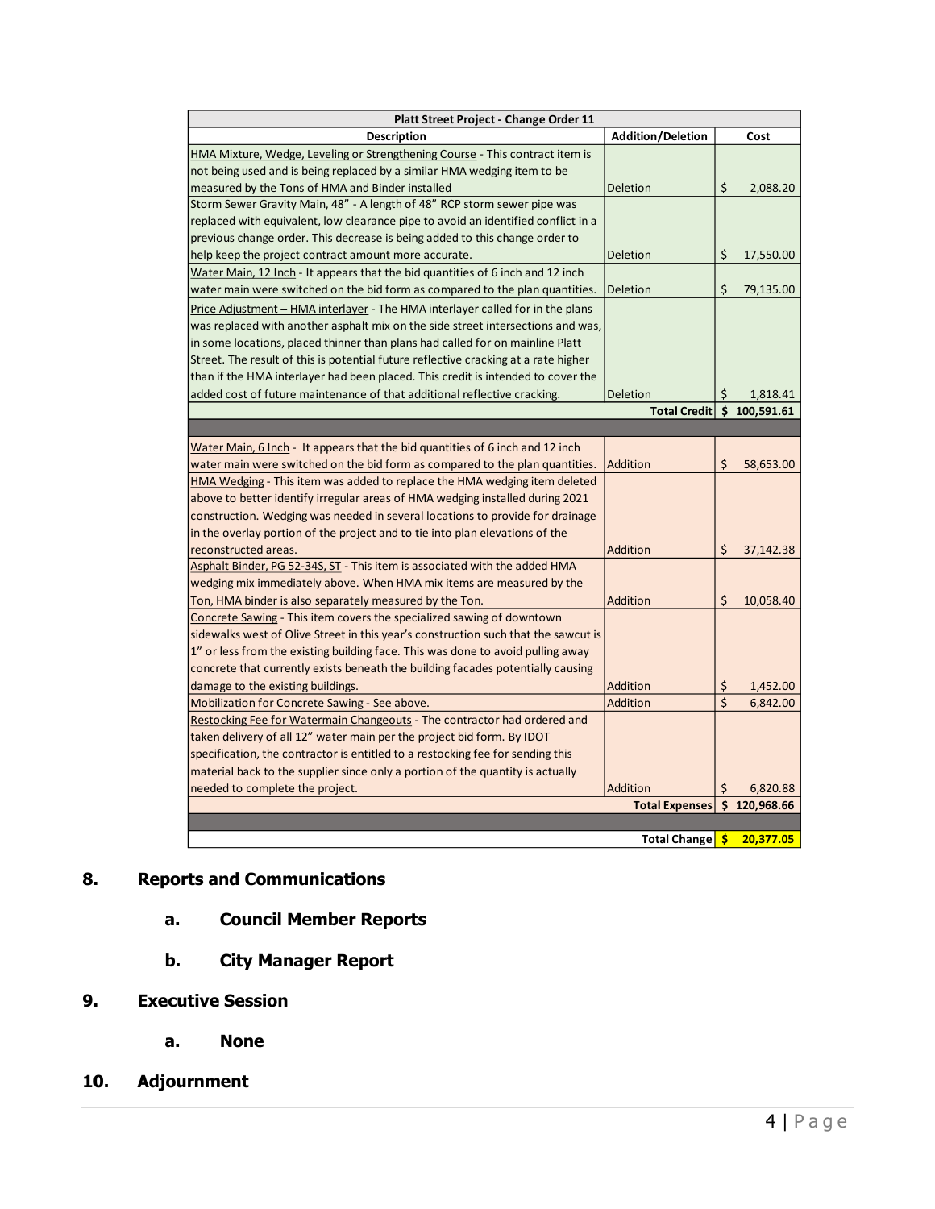| Platt Street Project - Change Order 11 | | |
|---|---|---|
| **Description** | **Addition/Deletion** | **Cost** |
| HMA Mixture, Wedge, Leveling or Strengthening Course - This contract item is not being used and is being replaced by a similar HMA wedging item to be measured by the Tons of HMA and Binder installed | Deletion | $ 2,088.20 |
| Storm Sewer Gravity Main, 48" - A length of 48" RCP storm sewer pipe was replaced with equivalent, low clearance pipe to avoid an identified conflict in a previous change order. This decrease is being added to this change order to help keep the project contract amount more accurate. | Deletion | $ 17,550.00 |
| Water Main, 12 Inch - It appears that the bid quantities of 6 inch and 12 inch water main were switched on the bid form as compared to the plan quantities. | Deletion | $ 79,135.00 |
| Price Adjustment – HMA interlayer - The HMA interlayer called for in the plans was replaced with another asphalt mix on the side street intersections and was, in some locations, placed thinner than plans had called for on mainline Platt Street. The result of this is potential future reflective cracking at a rate higher than if the HMA interlayer had been placed. This credit is intended to cover the added cost of future maintenance of that additional reflective cracking. | Deletion | $ 1,818.41 |
| | **Total Credit** | **$ 100,591.61** |
| | | |
| Water Main, 6 Inch - It appears that the bid quantities of 6 inch and 12 inch water main were switched on the bid form as compared to the plan quantities. | Addition | $ 58,653.00 |
| HMA Wedging - This item was added to replace the HMA wedging item deleted above to better identify irregular areas of HMA wedging installed during 2021 construction. Wedging was needed in several locations to provide for drainage in the overlay portion of the project and to tie into plan elevations of the reconstructed areas. | Addition | $ 37,142.38 |
| Asphalt Binder, PG 52-34S, ST - This item is associated with the added HMA wedging mix immediately above. When HMA mix items are measured by the Ton, HMA binder is also separately measured by the Ton. | Addition | $ 10,058.40 |
| Concrete Sawing - This item covers the specialized sawing of downtown sidewalks west of Olive Street in this year's construction such that the sawcut is 1" or less from the existing building face. This was done to avoid pulling away concrete that currently exists beneath the building facades potentially causing damage to the existing buildings. | Addition | $ 1,452.00 |
| Mobilization for Concrete Sawing - See above. | Addition | $ 6,842.00 |
| Restocking Fee for Watermain Changeouts - The contractor had ordered and taken delivery of all 12" water main per the project bid form. By IDOT specification, the contractor is entitled to a restocking fee for sending this material back to the supplier since only a portion of the quantity is actually needed to complete the project. | Addition | $ 6,820.88 |
| | **Total Expenses** | **$ 120,968.66** |
| | | |
| | **Total Change** | **$ 20,377.05** |

## 8. Reports and Communications

### a. Council Member Reports

### b. City Manager Report

## 9. Executive Session

### a. None

## 10. Adjournment